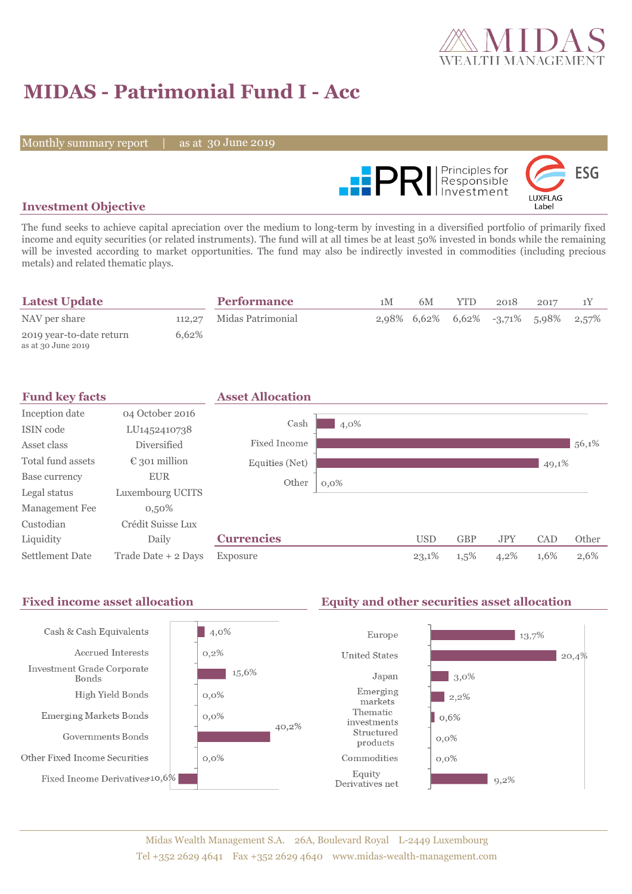# MIDAS - Patrimonial Fund I - Acc

Monthly summary report | as at 30 June 2019

## Investment Objective

The fund seeks to achieve capital apreciation over the medium to long-term by investing in a diversified portfolio of primarily fixed income and equity securities (or related instruments). The fund will at all times be at least 50% invested in bonds while the remaining will be invested according to market opportunities. The fund may also be indirectly invested in commodities (including precious metals) and related thematic plays.

## Latest Update

| | |
|---|---|
| NAV per share | 112,27 |
| 2019 year-to-date return (as at 30 June 2019) | 6,62% |

## Performance

| | 1M | 6M | YTD | 2018 | 2017 | 1Y |
|---|---|---|---|---|---|---|
| Midas Patrimonial | 2,98% | 6,62% | 6,62% | -3,71% | 5,98% | 2,57% |

## Fund key facts

| | |
|---|---|
| Inception date | 04 October 2016 |
| ISIN code | LU1452410738 |
| Asset class | Diversified |
| Total fund assets | € 301 million |
| Base currency | EUR |
| Legal status | Luxembourg UCITS |
| Management Fee | 0,50% |
| Custodian | Crédit Suisse Lux |
| Liquidity | Daily |
| Settlement Date | Trade Date + 2 Days |

## Asset Allocation

| Asset | % |
|---|---|
| Cash | 4,0% |
| Fixed Income | 56,1% |
| Equities (Net) | 49,1% |
| Other | 0,0% |

## Currencies

| | USD | GBP | JPY | CAD | Other |
|---|---|---|---|---|---|
| Exposure | 23,1% | 1,5% | 4,2% | 1,6% | 2,6% |

## Fixed income asset allocation

| | % |
|---|---|
| Cash & Cash Equivalents | 4,0% |
| Accrued Interests | 0,2% |
| Investment Grade Corporate Bonds | 15,6% |
| High Yield Bonds | 0,0% |
| Emerging Markets Bonds | 0,0% |
| Governments Bonds | 40,2% |
| Other Fixed Income Securities | 0,0% |
| Fixed Income Derivatives | -10,6% |

## Equity and other securities asset allocation

| | % |
|---|---|
| Europe | 13,7% |
| United States | 20,4% |
| Japan | 3,0% |
| Emerging markets | 2,2% |
| Thematic investments | 0,6% |
| Structured products | 0,0% |
| Commodities | 0,0% |
| Equity Derivatives net | 9,2% |

Midas Wealth Management S.A. 26A, Boulevard Royal L-2449 Luxembourg
Tel +352 2629 4641 Fax +352 2629 4640 www.midas-wealth-management.com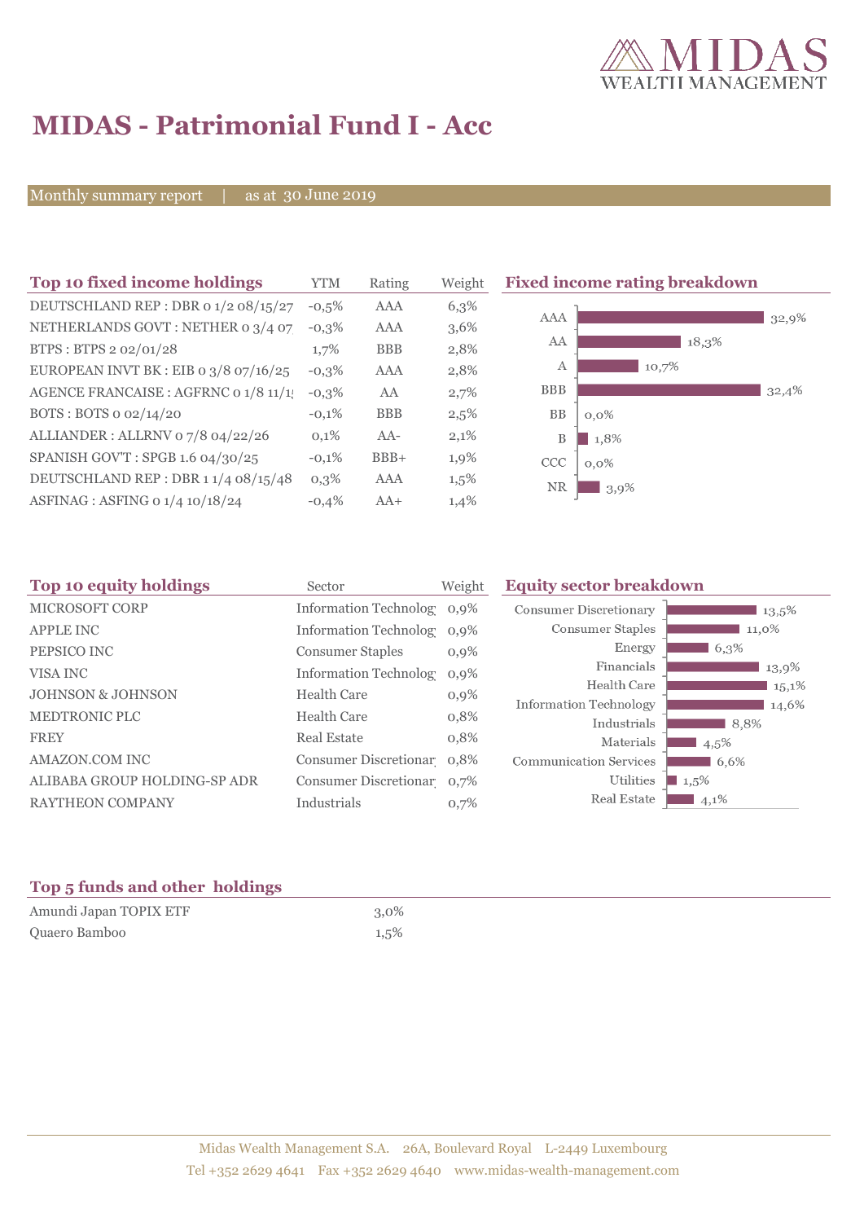# MIDAS - Patrimonial Fund I - Acc

Monthly summary report | as at 30 June 2019

## Top 10 fixed income holdings

| Top 10 fixed income holdings | YTM | Rating | Weight |
|---|---|---|---|
| DEUTSCHLAND REP : DBR 0 1/2 08/15/27 | -0,5% | AAA | 6,3% |
| NETHERLANDS GOVT : NETHER 0 3/4 07 | -0,3% | AAA | 3,6% |
| BTPS : BTPS 2 02/01/28 | 1,7% | BBB | 2,8% |
| EUROPEAN INVT BK : EIB 0 3/8 07/16/25 | -0,3% | AAA | 2,8% |
| AGENCE FRANCAISE : AGFRNC 0 1/8 11/1 | -0,3% | AA | 2,7% |
| BOTS : BOTS 0 02/14/20 | -0,1% | BBB | 2,5% |
| ALLIANDER : ALLRNV 0 7/8 04/22/26 | 0,1% | AA- | 2,1% |
| SPANISH GOV'T : SPGB 1.6 04/30/25 | -0,1% | BBB+ | 1,9% |
| DEUTSCHLAND REP : DBR 1 1/4 08/15/48 | 0,3% | AAA | 1,5% |
| ASFINAG : ASFING 0 1/4 10/18/24 | -0,4% | AA+ | 1,4% |

## Fixed income rating breakdown

| Rating | Weight |
|---|---|
| AAA | 32,9% |
| AA | 18,3% |
| A | 10,7% |
| BBB | 32,4% |
| BB | 0,0% |
| B | 1,8% |
| CCC | 0,0% |
| NR | 3,9% |

## Top 10 equity holdings

| Top 10 equity holdings | Sector | Weight |
|---|---|---|
| MICROSOFT CORP | Information Technolog | 0,9% |
| APPLE INC | Information Technolog | 0,9% |
| PEPSICO INC | Consumer Staples | 0,9% |
| VISA INC | Information Technolog | 0,9% |
| JOHNSON & JOHNSON | Health Care | 0,9% |
| MEDTRONIC PLC | Health Care | 0,8% |
| FREY | Real Estate | 0,8% |
| AMAZON.COM INC | Consumer Discretionar | 0,8% |
| ALIBABA GROUP HOLDING-SP ADR | Consumer Discretionar | 0,7% |
| RAYTHEON COMPANY | Industrials | 0,7% |

## Equity sector breakdown

| Sector | Weight |
|---|---|
| Consumer Discretionary | 13,5% |
| Consumer Staples | 11,0% |
| Energy | 6,3% |
| Financials | 13,9% |
| Health Care | 15,1% |
| Information Technology | 14,6% |
| Industrials | 8,8% |
| Materials | 4,5% |
| Communication Services | 6,6% |
| Utilities | 1,5% |
| Real Estate | 4,1% |

## Top 5 funds and other holdings

| Top 5 funds and other holdings | |
|---|---|
| Amundi Japan TOPIX ETF | 3,0% |
| Quaero Bamboo | 1,5% |

Midas Wealth Management S.A. 26A, Boulevard Royal L-2449 Luxembourg
Tel +352 2629 4641 Fax +352 2629 4640 www.midas-wealth-management.com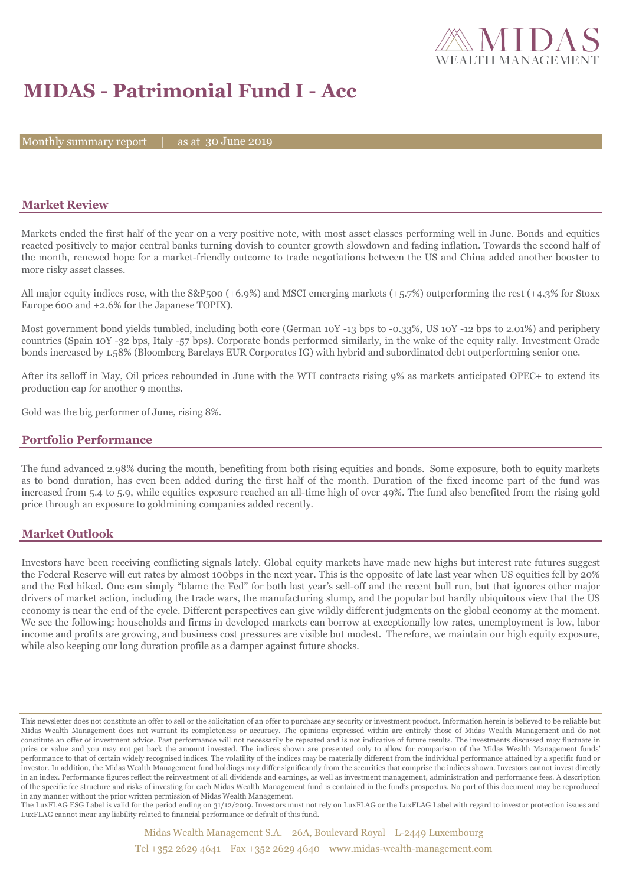# MIDAS - Patrimonial Fund I - Acc

Monthly summary report | as at 30 June 2019

## Market Review

Markets ended the first half of the year on a very positive note, with most asset classes performing well in June. Bonds and equities reacted positively to major central banks turning dovish to counter growth slowdown and fading inflation. Towards the second half of the month, renewed hope for a market-friendly outcome to trade negotiations between the US and China added another booster to more risky asset classes.

All major equity indices rose, with the S&P500 (+6.9%) and MSCI emerging markets (+5.7%) outperforming the rest (+4.3% for Stoxx Europe 600 and +2.6% for the Japanese TOPIX).

Most government bond yields tumbled, including both core (German 10Y -13 bps to -0.33%, US 10Y -12 bps to 2.01%) and periphery countries (Spain 10Y -32 bps, Italy -57 bps). Corporate bonds performed similarly, in the wake of the equity rally. Investment Grade bonds increased by 1.58% (Bloomberg Barclays EUR Corporates IG) with hybrid and subordinated debt outperforming senior one.

After its selloff in May, Oil prices rebounded in June with the WTI contracts rising 9% as markets anticipated OPEC+ to extend its production cap for another 9 months.

Gold was the big performer of June, rising 8%.

## Portfolio Performance

The fund advanced 2.98% during the month, benefiting from both rising equities and bonds. Some exposure, both to equity markets as to bond duration, has even been added during the first half of the month. Duration of the fixed income part of the fund was increased from 5.4 to 5.9, while equities exposure reached an all-time high of over 49%. The fund also benefited from the rising gold price through an exposure to goldmining companies added recently.

## Market Outlook

Investors have been receiving conflicting signals lately. Global equity markets have made new highs but interest rate futures suggest the Federal Reserve will cut rates by almost 100bps in the next year. This is the opposite of late last year when US equities fell by 20% and the Fed hiked. One can simply "blame the Fed" for both last year's sell-off and the recent bull run, but that ignores other major drivers of market action, including the trade wars, the manufacturing slump, and the popular but hardly ubiquitous view that the US economy is near the end of the cycle. Different perspectives can give wildly different judgments on the global economy at the moment. We see the following: households and firms in developed markets can borrow at exceptionally low rates, unemployment is low, labor income and profits are growing, and business cost pressures are visible but modest. Therefore, we maintain our high equity exposure, while also keeping our long duration profile as a damper against future shocks.

This newsletter does not constitute an offer to sell or the solicitation of an offer to purchase any security or investment product. Information herein is believed to be reliable but Midas Wealth Management does not warrant its completeness or accuracy. The opinions expressed within are entirely those of Midas Wealth Management and do not constitute an offer of investment advice. Past performance will not necessarily be repeated and is not indicative of future results. The investments discussed may fluctuate in price or value and you may not get back the amount invested. The indices shown are presented only to allow for comparison of the Midas Wealth Management funds' performance to that of certain widely recognised indices. The volatility of the indices may be materially different from the individual performance attained by a specific fund or investor. In addition, the Midas Wealth Management fund holdings may differ significantly from the securities that comprise the indices shown. Investors cannot invest directly in an index. Performance figures reflect the reinvestment of all dividends and earnings, as well as investment management, administration and performance fees. A description of the specific fee structure and risks of investing for each Midas Wealth Management fund is contained in the fund's prospectus. No part of this document may be reproduced in any manner without the prior written permission of Midas Wealth Management.
The LuxFLAG ESG Label is valid for the period ending on 31/12/2019. Investors must not rely on LuxFLAG or the LuxFLAG Label with regard to investor protection issues and LuxFLAG cannot incur any liability related to financial performance or default of this fund.

Midas Wealth Management S.A. 26A, Boulevard Royal L-2449 Luxembourg
Tel +352 2629 4641 Fax +352 2629 4640 www.midas-wealth-management.com